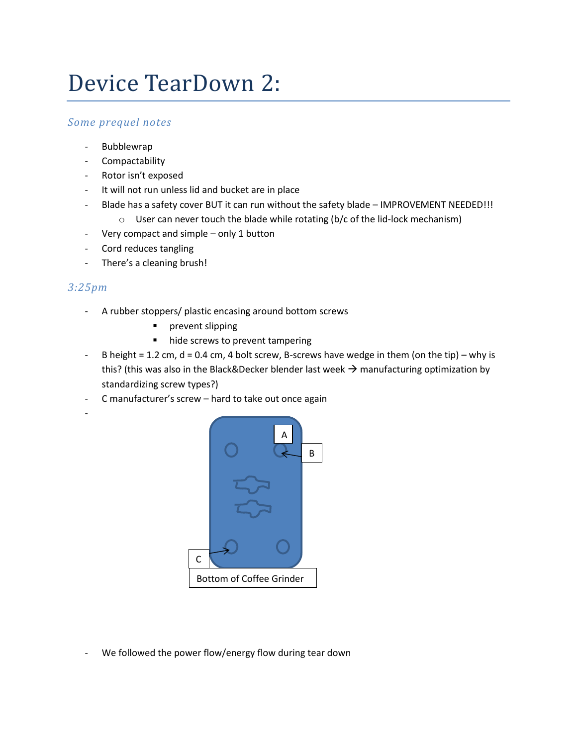# Device TearDown 2:

## *Some prequel notes*

- Bubblewrap
- Compactability
- Rotor isn't exposed
- It will not run unless lid and bucket are in place
- Blade has a safety cover BUT it can run without the safety blade – IMPROVEMENT NEEDED!!!
  - User can never touch the blade while rotating (b/c of the lid-lock mechanism)
- Very compact and simple – only 1 button
- Cord reduces tangling
- There's a cleaning brush!

## *3:25pm*

- A rubber stoppers/ plastic encasing around bottom screws
  - prevent slipping
  - hide screws to prevent tampering
- B height = 1.2 cm, d = 0.4 cm, 4 bolt screw, B-screws have wedge in them (on the tip) – why is this? (this was also in the Black&Decker blender last week → manufacturing optimization by standardizing screw types?)
- C manufacturer's screw – hard to take out once again
- 

A

B

C

Bottom of Coffee Grinder

- We followed the power flow/energy flow during tear down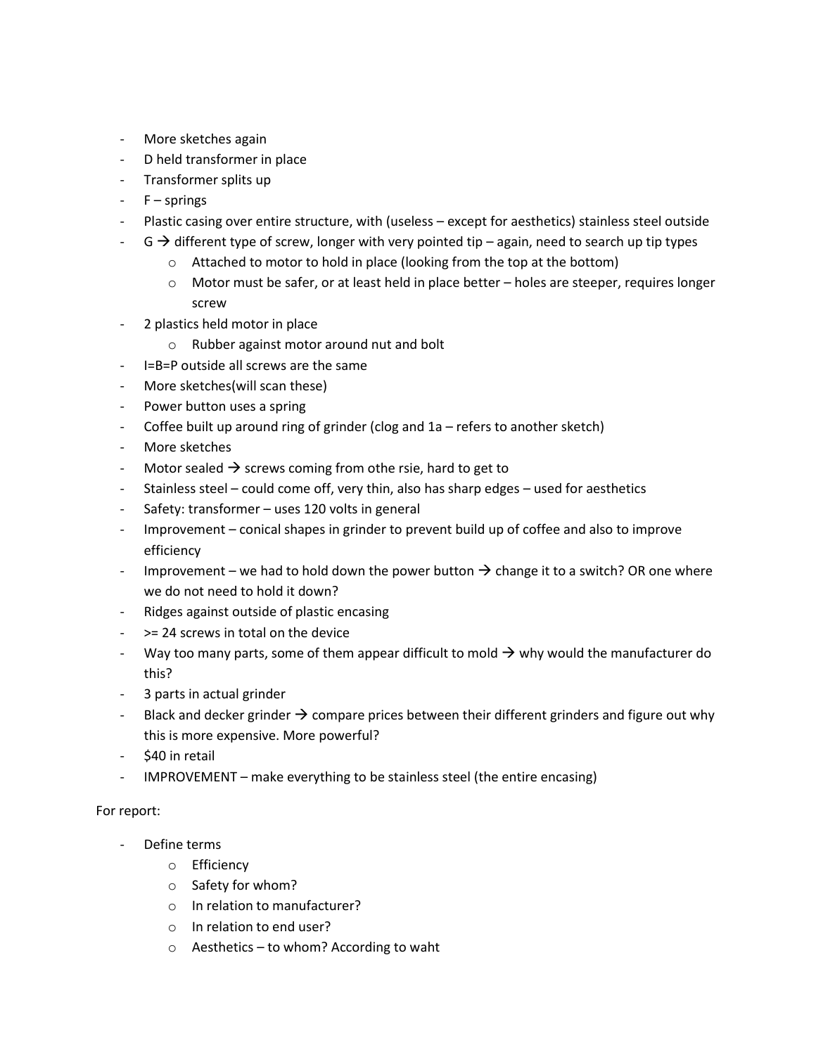- More sketches again
- D held transformer in place
- Transformer splits up
- F – springs
- Plastic casing over entire structure, with (useless – except for aesthetics) stainless steel outside
- G → different type of screw, longer with very pointed tip – again, need to search up tip types
    - Attached to motor to hold in place (looking from the top at the bottom)
    - Motor must be safer, or at least held in place better – holes are steeper, requires longer screw
- 2 plastics held motor in place
    - Rubber against motor around nut and bolt
- I=B=P outside all screws are the same
- More sketches(will scan these)
- Power button uses a spring
- Coffee built up around ring of grinder (clog and 1a – refers to another sketch)
- More sketches
- Motor sealed → screws coming from othe rsie, hard to get to
- Stainless steel – could come off, very thin, also has sharp edges – used for aesthetics
- Safety: transformer – uses 120 volts in general
- Improvement – conical shapes in grinder to prevent build up of coffee and also to improve efficiency
- Improvement – we had to hold down the power button → change it to a switch? OR one where we do not need to hold it down?
- Ridges against outside of plastic encasing
- >= 24 screws in total on the device
- Way too many parts, some of them appear difficult to mold → why would the manufacturer do this?
- 3 parts in actual grinder
- Black and decker grinder → compare prices between their different grinders and figure out why this is more expensive. More powerful?
- $40 in retail
- IMPROVEMENT – make everything to be stainless steel (the entire encasing)

For report:

- Define terms
    - Efficiency
    - Safety for whom?
    - In relation to manufacturer?
    - In relation to end user?
    - Aesthetics – to whom? According to waht